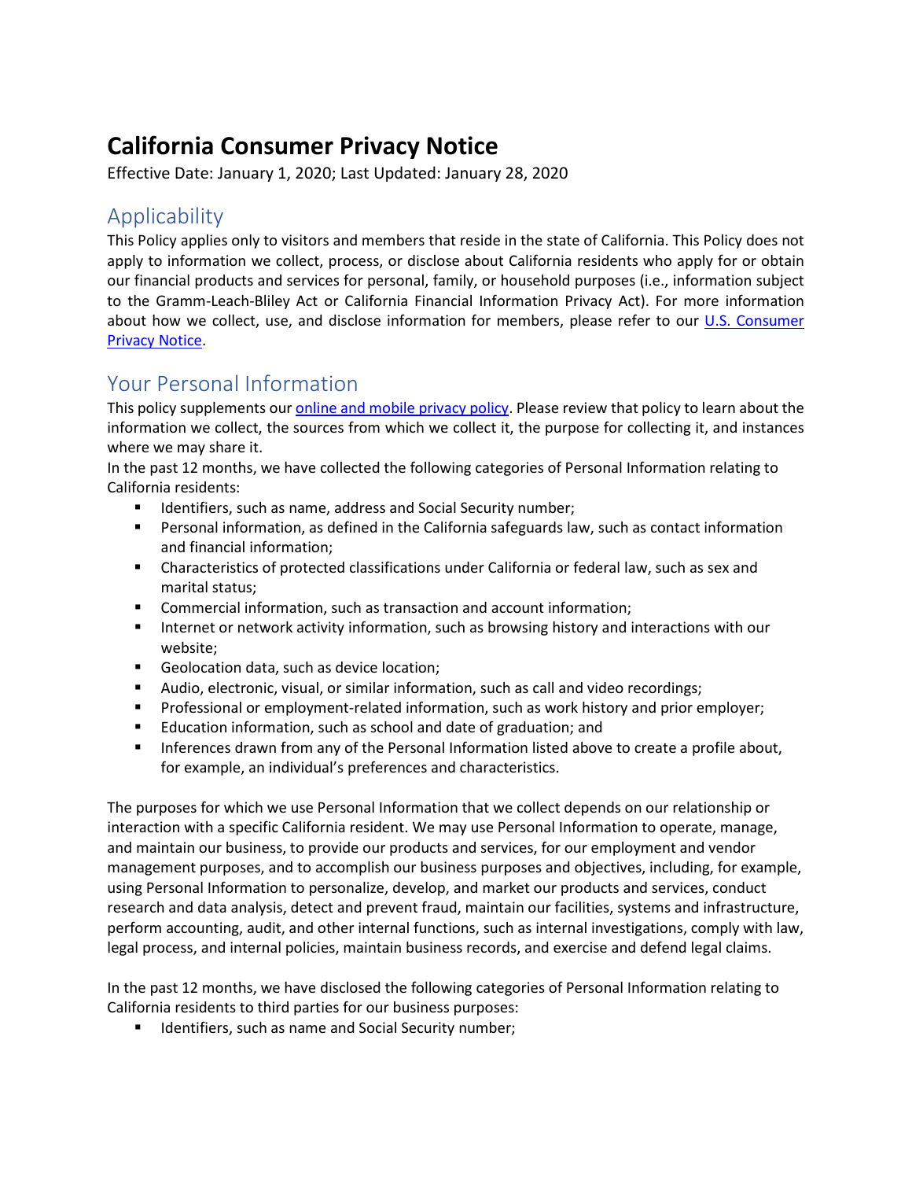# California Consumer Privacy Notice

Effective Date: January 1, 2020; Last Updated: January 28, 2020

## Applicability

This Policy applies only to visitors and members that reside in the state of California. This Policy does not apply to information we collect, process, or disclose about California residents who apply for or obtain our financial products and services for personal, family, or household purposes (i.e., information subject to the Gramm-Leach-Bliley Act or California Financial Information Privacy Act). For more information about how we collect, use, and disclose information for members, please refer to our [U.S. Consumer Privacy Notice]().

## Your Personal Information

This policy supplements our [online and mobile privacy policy](). Please review that policy to learn about the information we collect, the sources from which we collect it, the purpose for collecting it, and instances where we may share it.

In the past 12 months, we have collected the following categories of Personal Information relating to California residents:

- Identifiers, such as name, address and Social Security number;
- Personal information, as defined in the California safeguards law, such as contact information and financial information;
- Characteristics of protected classifications under California or federal law, such as sex and marital status;
- Commercial information, such as transaction and account information;
- Internet or network activity information, such as browsing history and interactions with our website;
- Geolocation data, such as device location;
- Audio, electronic, visual, or similar information, such as call and video recordings;
- Professional or employment-related information, such as work history and prior employer;
- Education information, such as school and date of graduation; and
- Inferences drawn from any of the Personal Information listed above to create a profile about, for example, an individual's preferences and characteristics.

The purposes for which we use Personal Information that we collect depends on our relationship or interaction with a specific California resident. We may use Personal Information to operate, manage, and maintain our business, to provide our products and services, for our employment and vendor management purposes, and to accomplish our business purposes and objectives, including, for example, using Personal Information to personalize, develop, and market our products and services, conduct research and data analysis, detect and prevent fraud, maintain our facilities, systems and infrastructure, perform accounting, audit, and other internal functions, such as internal investigations, comply with law, legal process, and internal policies, maintain business records, and exercise and defend legal claims.

In the past 12 months, we have disclosed the following categories of Personal Information relating to California residents to third parties for our business purposes:

- Identifiers, such as name and Social Security number;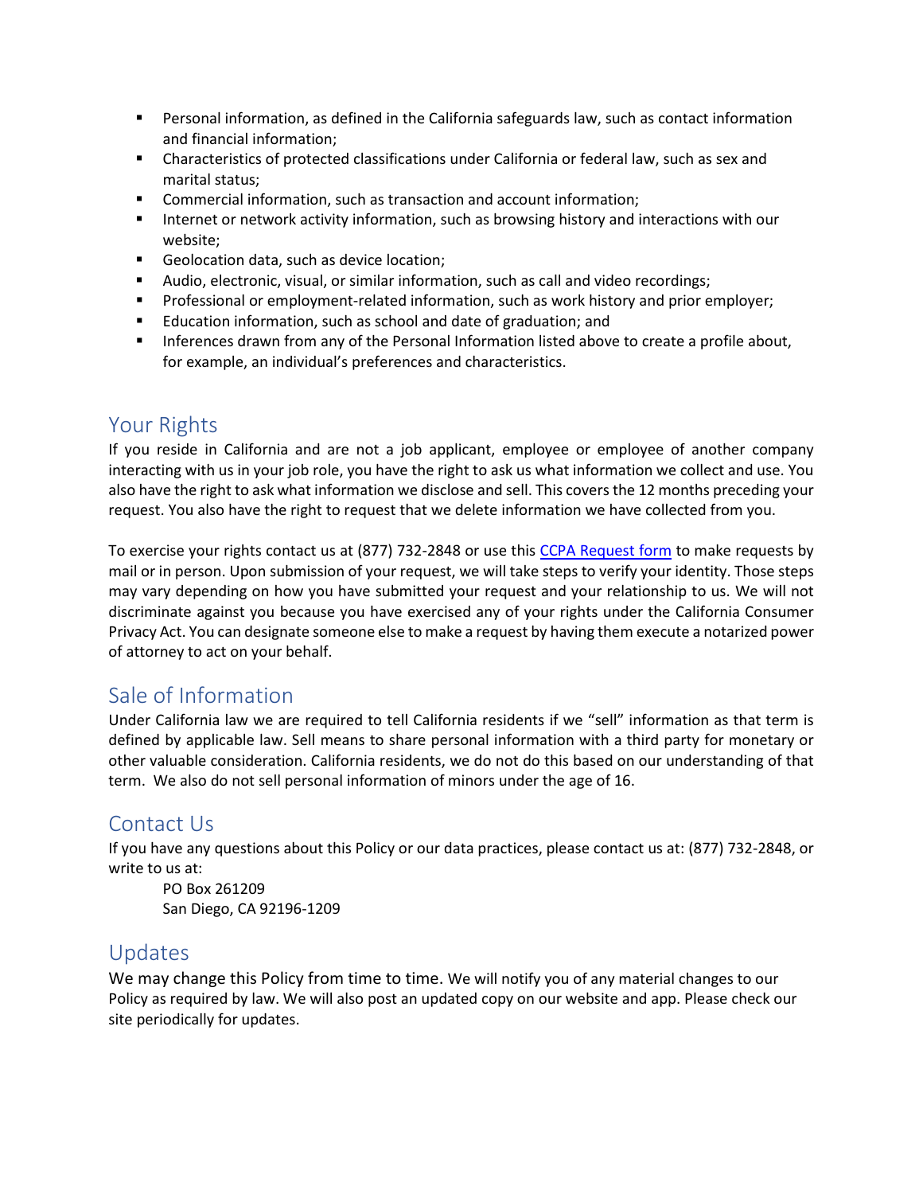- Personal information, as defined in the California safeguards law, such as contact information and financial information;
- Characteristics of protected classifications under California or federal law, such as sex and marital status;
- Commercial information, such as transaction and account information;
- Internet or network activity information, such as browsing history and interactions with our website;
- Geolocation data, such as device location;
- Audio, electronic, visual, or similar information, such as call and video recordings;
- Professional or employment-related information, such as work history and prior employer;
- Education information, such as school and date of graduation; and
- Inferences drawn from any of the Personal Information listed above to create a profile about, for example, an individual's preferences and characteristics.

## Your Rights

If you reside in California and are not a job applicant, employee or employee of another company interacting with us in your job role, you have the right to ask us what information we collect and use. You also have the right to ask what information we disclose and sell. This covers the 12 months preceding your request. You also have the right to request that we delete information we have collected from you.

To exercise your rights contact us at (877) 732-2848 or use this CCPA Request form to make requests by mail or in person. Upon submission of your request, we will take steps to verify your identity. Those steps may vary depending on how you have submitted your request and your relationship to us. We will not discriminate against you because you have exercised any of your rights under the California Consumer Privacy Act. You can designate someone else to make a request by having them execute a notarized power of attorney to act on your behalf.

## Sale of Information

Under California law we are required to tell California residents if we "sell" information as that term is defined by applicable law. Sell means to share personal information with a third party for monetary or other valuable consideration. California residents, we do not do this based on our understanding of that term. We also do not sell personal information of minors under the age of 16.

## Contact Us

If you have any questions about this Policy or our data practices, please contact us at: (877) 732-2848, or write to us at:

PO Box 261209
San Diego, CA 92196-1209

## Updates

We may change this Policy from time to time. We will notify you of any material changes to our Policy as required by law. We will also post an updated copy on our website and app. Please check our site periodically for updates.